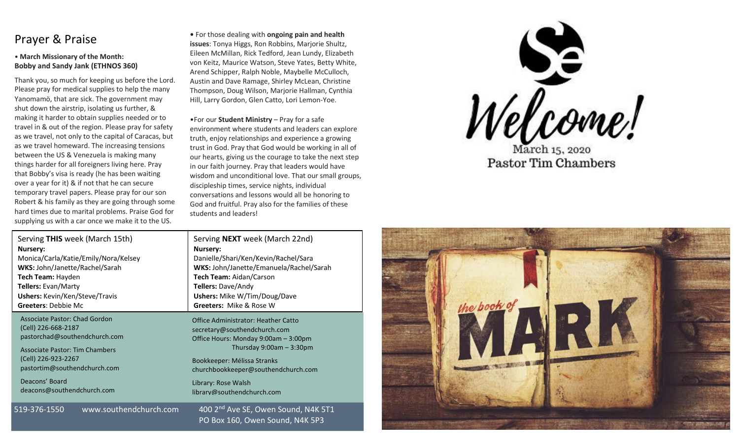# Prayer & Praise

• **March Missionary of the Month: Bobby and Sandy Jank (ETHNOS 360)**

Thank you, so much for keeping us before the Lord. Please pray for medical supplies to help the many Yanomamö, that are sick. The government may shut down the airstrip, isolating us further, & making it harder to obtain supplies needed or to travel in & out of the region. Please pray for safety as we travel, not only to the capital of Caracas, but as we travel homeward. The increasing tensions between the US & Venezuela is making many things harder for all foreigners living here. Pray that Bobby's visa is ready (he has been waiting over a year for it) & if not that he can secure temporary travel papers. Please pray for our son Robert & his family as they are going through some hard times due to marital problems. Praise God for supplying us with a car once we make it to the US.

• For those dealing with **ongoing pain and health issues**: Tonya Higgs, Ron Robbins, Marjorie Shultz, Eileen McMillan, Rick Tedford, Jean Lundy, Elizabeth von Keitz, Maurice Watson, Steve Yates, Betty White, Arend Schipper, Ralph Noble, Maybelle McCulloch, Austin and Dave Ramage, Shirley McLean, Christine Thompson, Doug Wilson, Marjorie Hallman, Cynthia Hill, Larry Gordon, Glen Catto, Lori Lemon-Yoe.

•For our **Student Ministry** – Pray for a safe environment where students and leaders can explore truth, enjoy relationships and experience a growing trust in God. Pray that God would be working in all of our hearts, giving us the courage to take the next step in our faith journey. Pray that leaders would have wisdom and unconditional love. That our small groups, discipleship times, service nights, individual conversations and lessons would all be honoring to God and fruitful. Pray also for the families of these students and leaders!

| Serving **THIS** week (March 15th) | Serving **NEXT** week (March 22nd) |
|---|---|
| **Nursery:** Monica/Carla/Katie/Emily/Nora/Kelsey | **Nursery:** Danielle/Shari/Ken/Kevin/Rachel/Sara |
| **WKS:** John/Janette/Rachel/Sarah | **WKS:** John/Janette/Emanuela/Rachel/Sarah |
| **Tech Team:** Hayden | **Tech Team:** Aidan/Carson |
| **Tellers:** Evan/Marty | **Tellers:** Dave/Andy |
| **Ushers:** Kevin/Ken/Steve/Travis | **Ushers:** Mike W/Tim/Doug/Dave |
| **Greeters**: Debbie Mc | **Greeters:** Mike & Rose W |

Associate Pastor: Chad Gordon
(Cell) 226-668-2187
pastorchad@southendchurch.com

Associate Pastor: Tim Chambers
(Cell) 226-923-2267
pastortim@southendchurch.com

Deacons' Board
deacons@southendchurch.com

Office Administrator: Heather Catto
secretary@southendchurch.com
Office Hours: Monday 9:00am – 3:00pm
Thursday 9:00am – 3:30pm

Bookkeeper: Mélissa Stranks
churchbookkeeper@southendchurch.com

Library: Rose Walsh
library@southendchurch.com

519-376-1550 www.southendchurch.com

400 2nd Ave SE, Owen Sound, N4K 5T1
PO Box 160, Owen Sound, N4K 5P3

# Welcome!

March 15, 2020
Pastor Tim Chambers

the book of MARK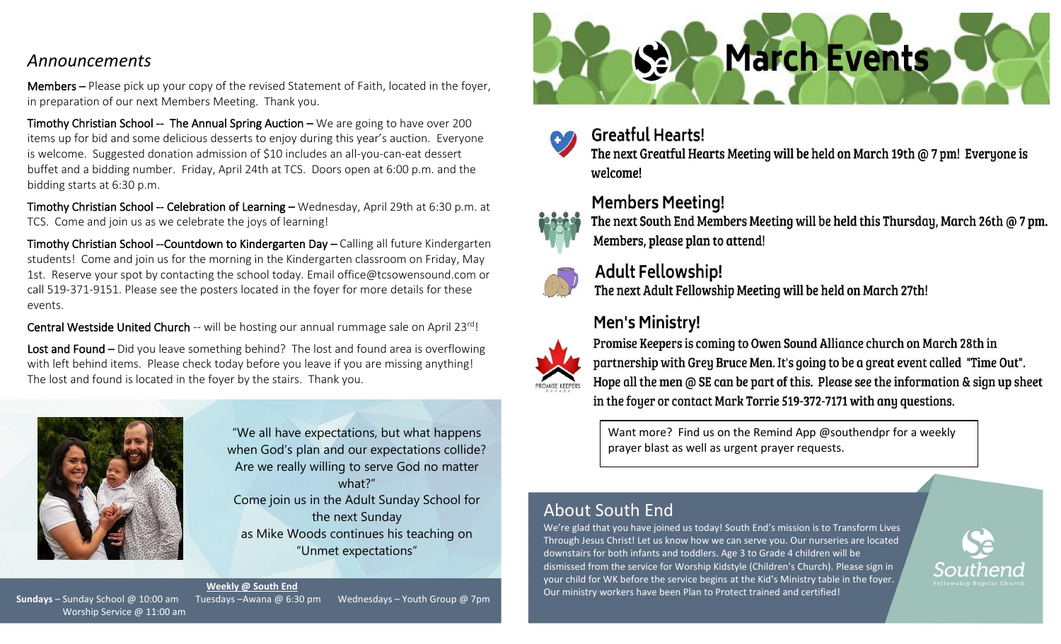## *Announcements*

**Members** – Please pick up your copy of the revised Statement of Faith, located in the foyer, in preparation of our next Members Meeting. Thank you.

**Timothy Christian School -- The Annual Spring Auction** – We are going to have over 200 items up for bid and some delicious desserts to enjoy during this year's auction. Everyone is welcome. Suggested donation admission of $10 includes an all-you-can-eat dessert buffet and a bidding number. Friday, April 24th at TCS. Doors open at 6:00 p.m. and the bidding starts at 6:30 p.m.

**Timothy Christian School -- Celebration of Learning** – Wednesday, April 29th at 6:30 p.m. at TCS. Come and join us as we celebrate the joys of learning!

**Timothy Christian School --Countdown to Kindergarten Day** – Calling all future Kindergarten students! Come and join us for the morning in the Kindergarten classroom on Friday, May 1st. Reserve your spot by contacting the school today. Email office@tcsowensound.com or call 519-371-9151. Please see the posters located in the foyer for more details for these events.

**Central Westside United Church** -- will be hosting our annual rummage sale on April 23rd!

**Lost and Found** – Did you leave something behind? The lost and found area is overflowing with left behind items. Please check today before you leave if you are missing anything! The lost and found is located in the foyer by the stairs. Thank you.

"We all have expectations, but what happens when God's plan and our expectations collide? Are we really willing to serve God no matter what?"
Come join us in the Adult Sunday School for the next Sunday
as Mike Woods continues his teaching on "Unmet expectations"

**Weekly @ South End**

**Sundays** – Sunday School @ 10:00 am
Worship Service @ 11:00 am

Tuesdays –Awana @ 6:30 pm

Wednesdays – Youth Group @ 7pm

# March Events

## Greatful Hearts!

The next Greatful Hearts Meeting will be held on March 19th @ 7 pm! Everyone is welcome!

## Members Meeting!

The next South End Members Meeting will be held this Thursday, March 26th @ 7 pm. Members, please plan to attend!

## Adult Fellowship!

The next Adult Fellowship Meeting will be held on March 27th!

## Men's Ministry!

Promise Keepers is coming to Owen Sound Alliance church on March 28th in partnership with Grey Bruce Men. It's going to be a great event called "Time Out". Hope all the men @ SE can be part of this. Please see the information & sign up sheet in the foyer or contact Mark Torrie 519-372-7171 with any questions.

Want more? Find us on the Remind App @southendpr for a weekly prayer blast as well as urgent prayer requests.

## About South End

We're glad that you have joined us today! South End's mission is to Transform Lives Through Jesus Christ! Let us know how we can serve you. Our nurseries are located downstairs for both infants and toddlers. Age 3 to Grade 4 children will be dismissed from the service for Worship Kidstyle (Children's Church). Please sign in your child for WK before the service begins at the Kid's Ministry table in the foyer. Our ministry workers have been Plan to Protect trained and certified!

Southend
Fellowship Baptist Church